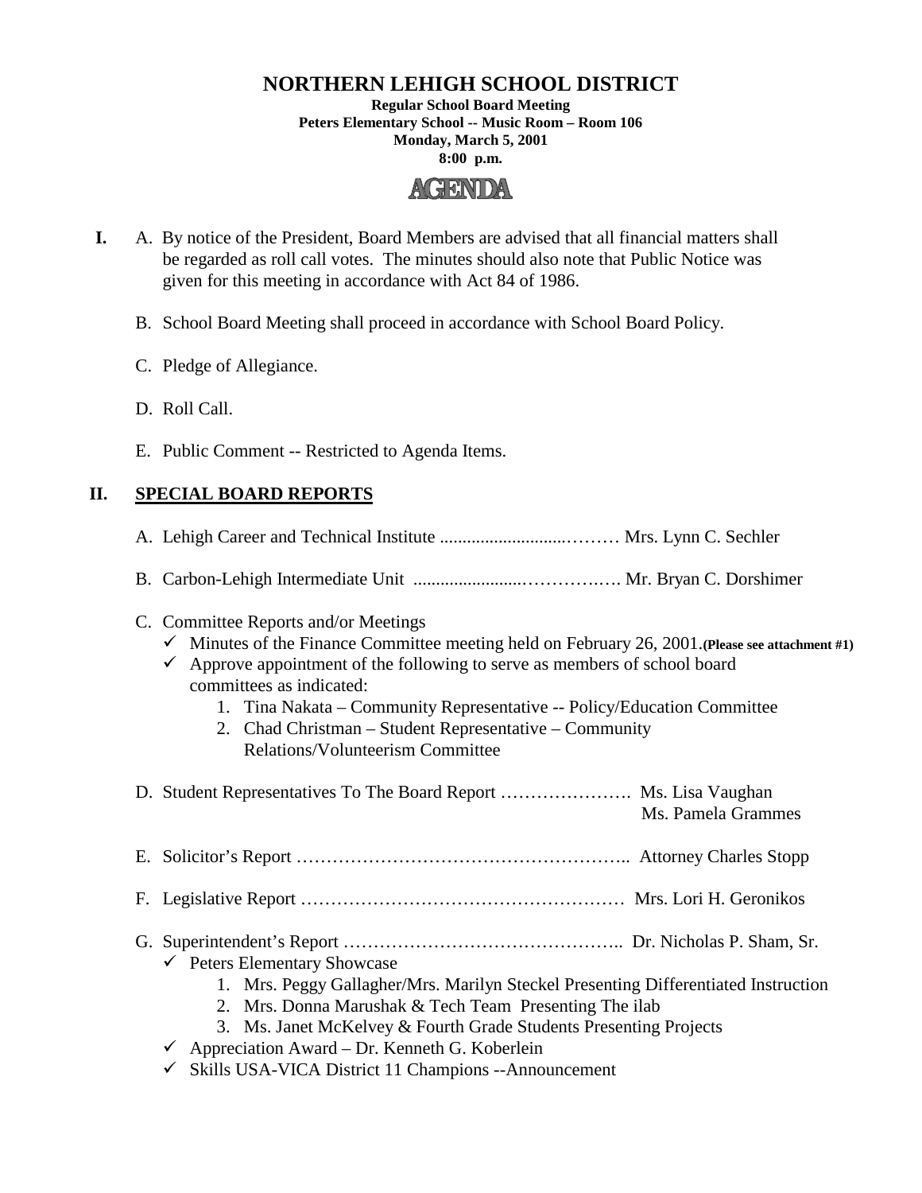# NORTHERN LEHIGH SCHOOL DISTRICT

**Regular School Board Meeting**
**Peters Elementary School -- Music Room – Room 106**
**Monday, March 5, 2001**
**8:00 p.m.**

## AGENDA

**I.** A. By notice of the President, Board Members are advised that all financial matters shall be regarded as roll call votes. The minutes should also note that Public Notice was given for this meeting in accordance with Act 84 of 1986.

B. School Board Meeting shall proceed in accordance with School Board Policy.

C. Pledge of Allegiance.

D. Roll Call.

E. Public Comment -- Restricted to Agenda Items.

## II. SPECIAL BOARD REPORTS

A. Lehigh Career and Technical Institute ..........................……… Mrs. Lynn C. Sechler

B. Carbon-Lehigh Intermediate Unit .......................………….…. Mr. Bryan C. Dorshimer

C. Committee Reports and/or Meetings

- ✓ Minutes of the Finance Committee meeting held on February 26, 2001. **(Please see attachment #1)**
- ✓ Approve appointment of the following to serve as members of school board committees as indicated:
  1. Tina Nakata – Community Representative -- Policy/Education Committee
  2. Chad Christman – Student Representative – Community Relations/Volunteerism Committee

D. Student Representatives To The Board Report …………………. Ms. Lisa Vaughan
Ms. Pamela Grammes

E. Solicitor's Report ……………………………………………….. Attorney Charles Stopp

F. Legislative Report ……………………………………………… Mrs. Lori H. Geronikos

G. Superintendent's Report ……………………………………….. Dr. Nicholas P. Sham, Sr.

- ✓ Peters Elementary Showcase
  1. Mrs. Peggy Gallagher/Mrs. Marilyn Steckel Presenting Differentiated Instruction
  2. Mrs. Donna Marushak & Tech Team Presenting The ilab
  3. Ms. Janet McKelvey & Fourth Grade Students Presenting Projects
- ✓ Appreciation Award – Dr. Kenneth G. Koberlein
- ✓ Skills USA-VICA District 11 Champions --Announcement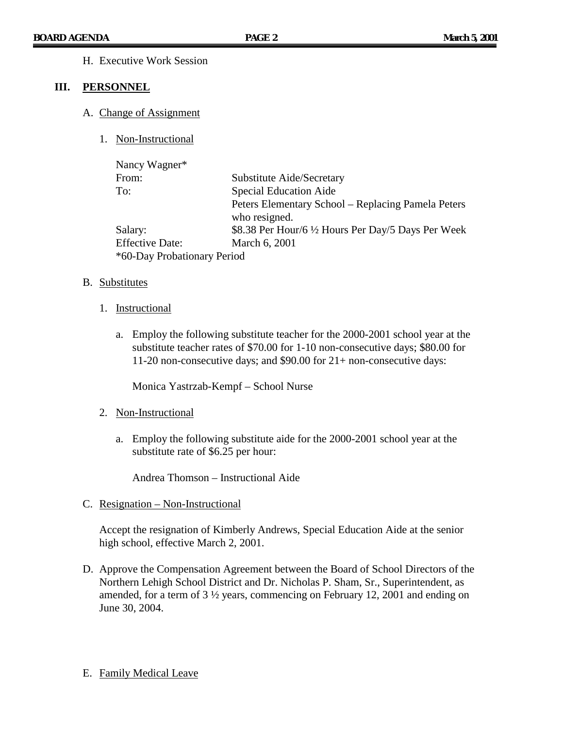H. Executive Work Session

## III. PERSONNEL

A. Change of Assignment

1. Non-Instructional

| | |
|---|---|
| Nancy Wagner* | |
| From: | Substitute Aide/Secretary |
| To: | Special Education Aide<br>Peters Elementary School – Replacing Pamela Peters who resigned. |
| Salary: | $8.38 Per Hour/6 ½ Hours Per Day/5 Days Per Week |
| Effective Date: | March 6, 2001 |

*60-Day Probationary Period

B. Substitutes

1. Instructional

a. Employ the following substitute teacher for the 2000-2001 school year at the substitute teacher rates of $70.00 for 1-10 non-consecutive days; $80.00 for 11-20 non-consecutive days; and $90.00 for 21+ non-consecutive days:

Monica Yastrzab-Kempf – School Nurse

2. Non-Instructional

a. Employ the following substitute aide for the 2000-2001 school year at the substitute rate of $6.25 per hour:

Andrea Thomson – Instructional Aide

C. Resignation – Non-Instructional

Accept the resignation of Kimberly Andrews, Special Education Aide at the senior high school, effective March 2, 2001.

D. Approve the Compensation Agreement between the Board of School Directors of the Northern Lehigh School District and Dr. Nicholas P. Sham, Sr., Superintendent, as amended, for a term of 3 ½ years, commencing on February 12, 2001 and ending on June 30, 2004.

E. Family Medical Leave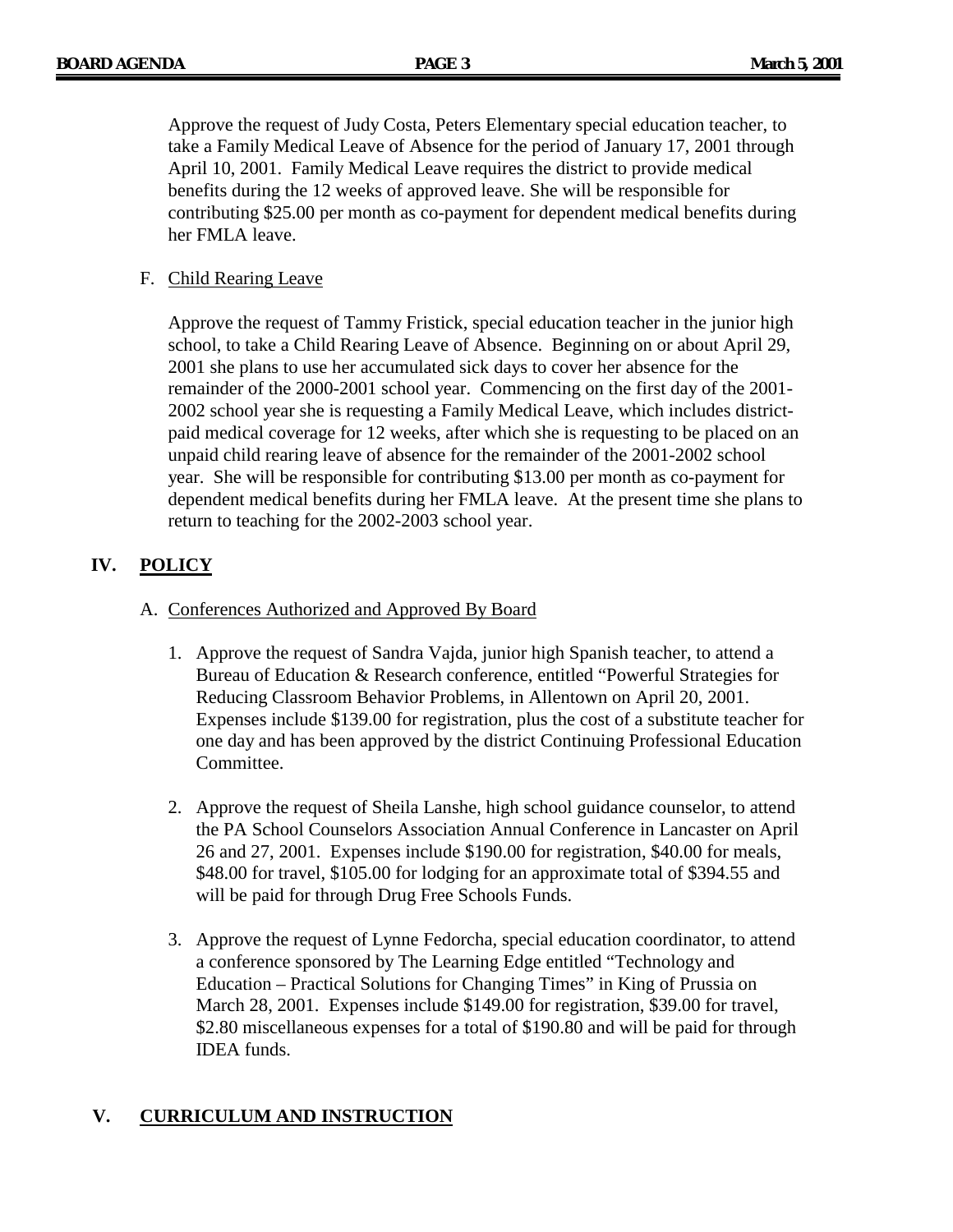Approve the request of Judy Costa, Peters Elementary special education teacher, to take a Family Medical Leave of Absence for the period of January 17, 2001 through April 10, 2001. Family Medical Leave requires the district to provide medical benefits during the 12 weeks of approved leave. She will be responsible for contributing $25.00 per month as co-payment for dependent medical benefits during her FMLA leave.

F. Child Rearing Leave

Approve the request of Tammy Fristick, special education teacher in the junior high school, to take a Child Rearing Leave of Absence. Beginning on or about April 29, 2001 she plans to use her accumulated sick days to cover her absence for the remainder of the 2000-2001 school year. Commencing on the first day of the 2001-2002 school year she is requesting a Family Medical Leave, which includes district-paid medical coverage for 12 weeks, after which she is requesting to be placed on an unpaid child rearing leave of absence for the remainder of the 2001-2002 school year. She will be responsible for contributing $13.00 per month as co-payment for dependent medical benefits during her FMLA leave. At the present time she plans to return to teaching for the 2002-2003 school year.

## IV. POLICY

A. Conferences Authorized and Approved By Board

1. Approve the request of Sandra Vajda, junior high Spanish teacher, to attend a Bureau of Education & Research conference, entitled "Powerful Strategies for Reducing Classroom Behavior Problems, in Allentown on April 20, 2001. Expenses include $139.00 for registration, plus the cost of a substitute teacher for one day and has been approved by the district Continuing Professional Education Committee.

2. Approve the request of Sheila Lanshe, high school guidance counselor, to attend the PA School Counselors Association Annual Conference in Lancaster on April 26 and 27, 2001. Expenses include $190.00 for registration, $40.00 for meals, $48.00 for travel, $105.00 for lodging for an approximate total of $394.55 and will be paid for through Drug Free Schools Funds.

3. Approve the request of Lynne Fedorcha, special education coordinator, to attend a conference sponsored by The Learning Edge entitled "Technology and Education – Practical Solutions for Changing Times" in King of Prussia on March 28, 2001. Expenses include $149.00 for registration, $39.00 for travel, $2.80 miscellaneous expenses for a total of $190.80 and will be paid for through IDEA funds.

## V. CURRICULUM AND INSTRUCTION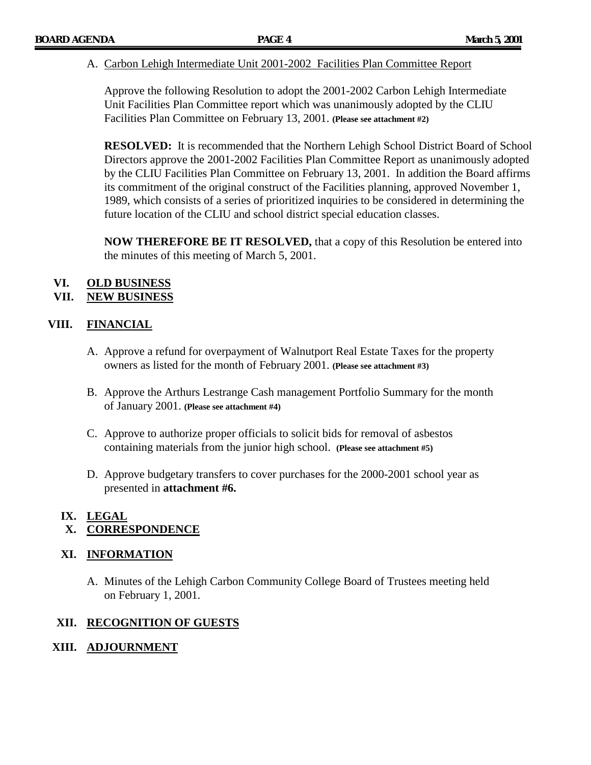A. Carbon Lehigh Intermediate Unit 2001-2002 Facilities Plan Committee Report

Approve the following Resolution to adopt the 2001-2002 Carbon Lehigh Intermediate Unit Facilities Plan Committee report which was unanimously adopted by the CLIU Facilities Plan Committee on February 13, 2001. **(Please see attachment #2)**

**RESOLVED:** It is recommended that the Northern Lehigh School District Board of School Directors approve the 2001-2002 Facilities Plan Committee Report as unanimously adopted by the CLIU Facilities Plan Committee on February 13, 2001. In addition the Board affirms its commitment of the original construct of the Facilities planning, approved November 1, 1989, which consists of a series of prioritized inquiries to be considered in determining the future location of the CLIU and school district special education classes.

**NOW THEREFORE BE IT RESOLVED,** that a copy of this Resolution be entered into the minutes of this meeting of March 5, 2001.

## VI. OLD BUSINESS

## VII. NEW BUSINESS

## VIII. FINANCIAL

A. Approve a refund for overpayment of Walnutport Real Estate Taxes for the property owners as listed for the month of February 2001. **(Please see attachment #3)**

B. Approve the Arthurs Lestrange Cash management Portfolio Summary for the month of January 2001. **(Please see attachment #4)**

C. Approve to authorize proper officials to solicit bids for removal of asbestos containing materials from the junior high school. **(Please see attachment #5)**

D. Approve budgetary transfers to cover purchases for the 2000-2001 school year as presented in **attachment #6.**

## IX. LEGAL

## X. CORRESPONDENCE

## XI. INFORMATION

A. Minutes of the Lehigh Carbon Community College Board of Trustees meeting held on February 1, 2001.

## XII. RECOGNITION OF GUESTS

## XIII. ADJOURNMENT